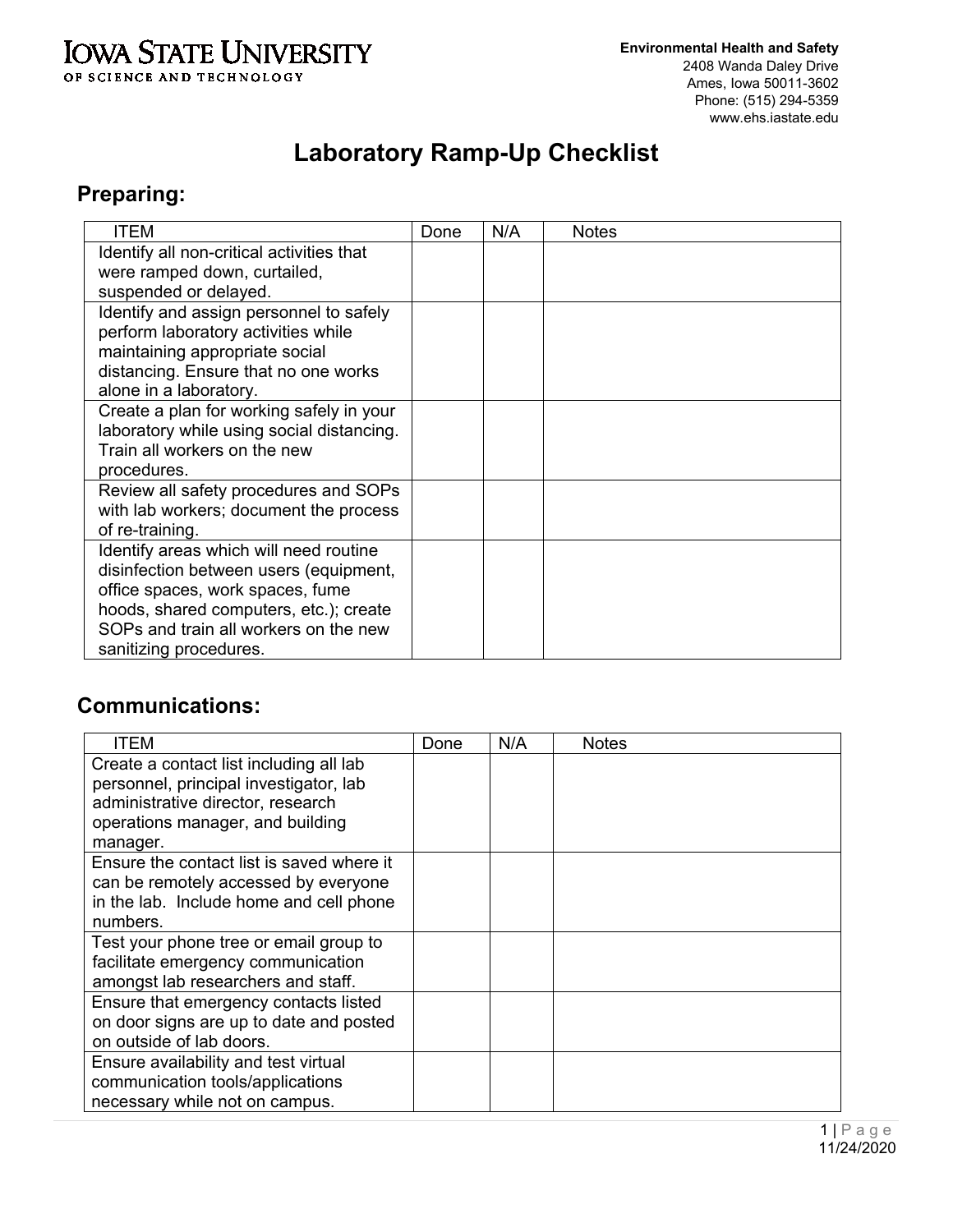**IOWA STATE UNIVERSITY**
OF SCIENCE AND TECHNOLOGY

**Environmental Health and Safety**
2408 Wanda Daley Drive
Ames, Iowa 50011-3602
Phone: (515) 294-5359
www.ehs.iastate.edu

# Laboratory Ramp-Up Checklist

## Preparing:

| ITEM | Done | N/A | Notes |
|---|---|---|---|
| Identify all non-critical activities that were ramped down, curtailed, suspended or delayed. | | | |
| Identify and assign personnel to safely perform laboratory activities while maintaining appropriate social distancing. Ensure that no one works alone in a laboratory. | | | |
| Create a plan for working safely in your laboratory while using social distancing. Train all workers on the new procedures. | | | |
| Review all safety procedures and SOPs with lab workers; document the process of re-training. | | | |
| Identify areas which will need routine disinfection between users (equipment, office spaces, work spaces, fume hoods, shared computers, etc.); create SOPs and train all workers on the new sanitizing procedures. | | | |

## Communications:

| ITEM | Done | N/A | Notes |
|---|---|---|---|
| Create a contact list including all lab personnel, principal investigator, lab administrative director, research operations manager, and building manager. | | | |
| Ensure the contact list is saved where it can be remotely accessed by everyone in the lab. Include home and cell phone numbers. | | | |
| Test your phone tree or email group to facilitate emergency communication amongst lab researchers and staff. | | | |
| Ensure that emergency contacts listed on door signs are up to date and posted on outside of lab doors. | | | |
| Ensure availability and test virtual communication tools/applications necessary while not on campus. | | | |

11/24/2020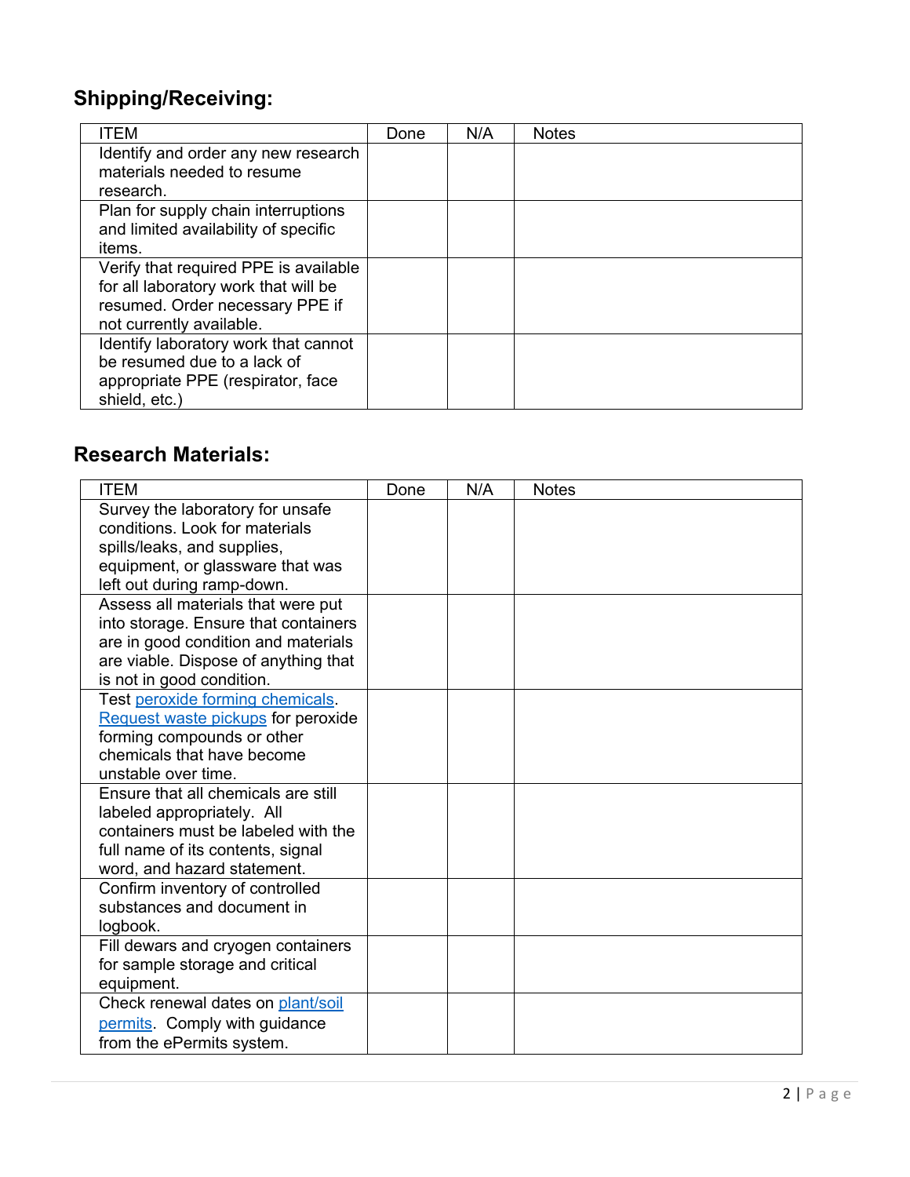## Shipping/Receiving:

| ITEM | Done | N/A | Notes |
|---|---|---|---|
| Identify and order any new research materials needed to resume research. | | | |
| Plan for supply chain interruptions and limited availability of specific items. | | | |
| Verify that required PPE is available for all laboratory work that will be resumed. Order necessary PPE if not currently available. | | | |
| Identify laboratory work that cannot be resumed due to a lack of appropriate PPE (respirator, face shield, etc.) | | | |

## Research Materials:

| ITEM | Done | N/A | Notes |
|---|---|---|---|
| Survey the laboratory for unsafe conditions. Look for materials spills/leaks, and supplies, equipment, or glassware that was left out during ramp-down. | | | |
| Assess all materials that were put into storage. Ensure that containers are in good condition and materials are viable. Dispose of anything that is not in good condition. | | | |
| Test peroxide forming chemicals. Request waste pickups for peroxide forming compounds or other chemicals that have become unstable over time. | | | |
| Ensure that all chemicals are still labeled appropriately. All containers must be labeled with the full name of its contents, signal word, and hazard statement. | | | |
| Confirm inventory of controlled substances and document in logbook. | | | |
| Fill dewars and cryogen containers for sample storage and critical equipment. | | | |
| Check renewal dates on plant/soil permits. Comply with guidance from the ePermits system. | | | |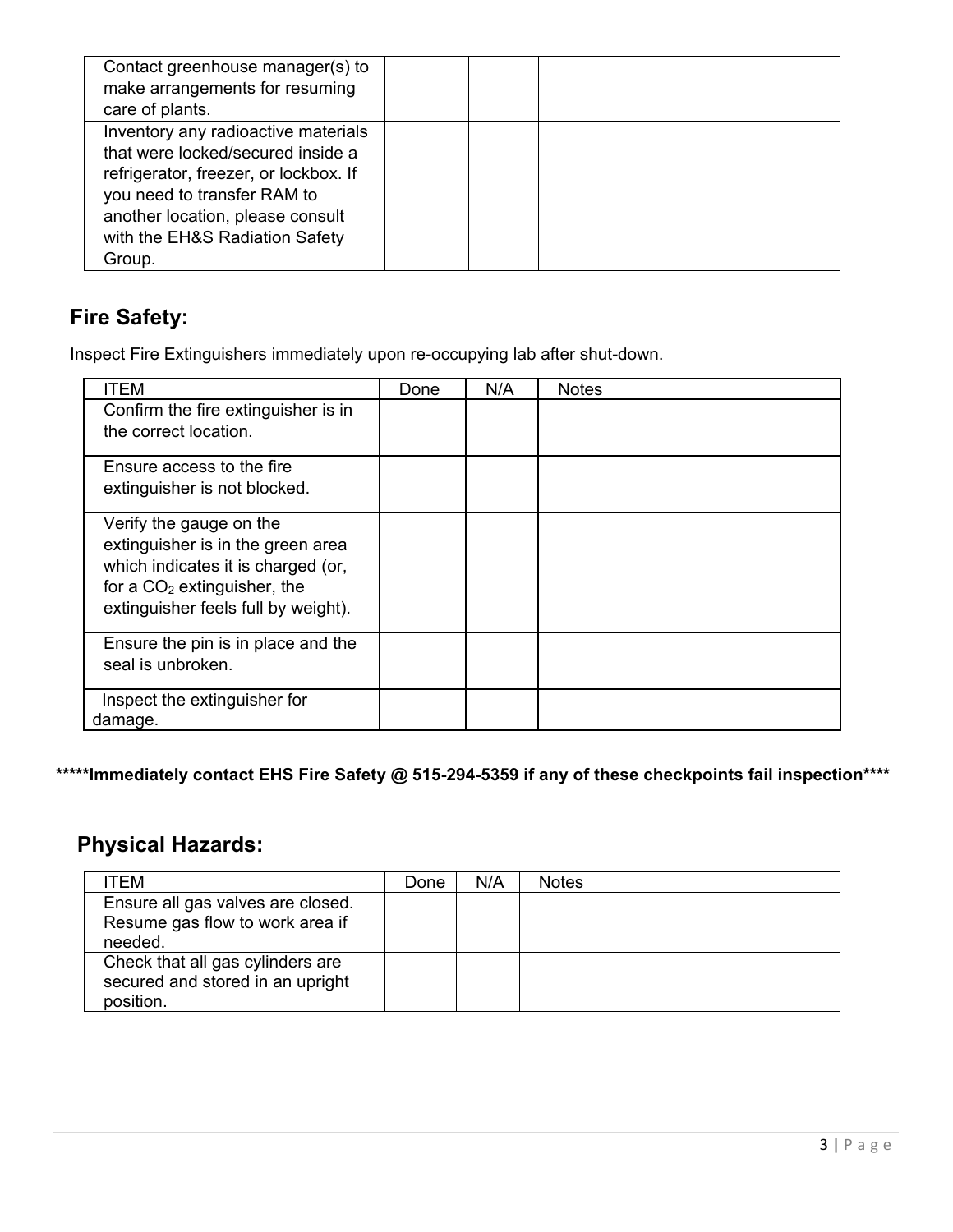| | | | |
|---|---|---|---|
| Contact greenhouse manager(s) to make arrangements for resuming care of plants. | | | |
| Inventory any radioactive materials that were locked/secured inside a refrigerator, freezer, or lockbox. If you need to transfer RAM to another location, please consult with the EH&S Radiation Safety Group. | | | |

## Fire Safety:

Inspect Fire Extinguishers immediately upon re-occupying lab after shut-down.

| ITEM | Done | N/A | Notes |
|---|---|---|---|
| Confirm the fire extinguisher is in the correct location. | | | |
| Ensure access to the fire extinguisher is not blocked. | | | |
| Verify the gauge on the extinguisher is in the green area which indicates it is charged (or, for a $CO_2$ extinguisher, the extinguisher feels full by weight). | | | |
| Ensure the pin is in place and the seal is unbroken. | | | |
| Inspect the extinguisher for damage. | | | |

**\*\*\*\*\*Immediately contact EHS Fire Safety @ 515-294-5359 if any of these checkpoints fail inspection\*\*\*\***

## Physical Hazards:

| ITEM | Done | N/A | Notes |
|---|---|---|---|
| Ensure all gas valves are closed. Resume gas flow to work area if needed. | | | |
| Check that all gas cylinders are secured and stored in an upright position. | | | |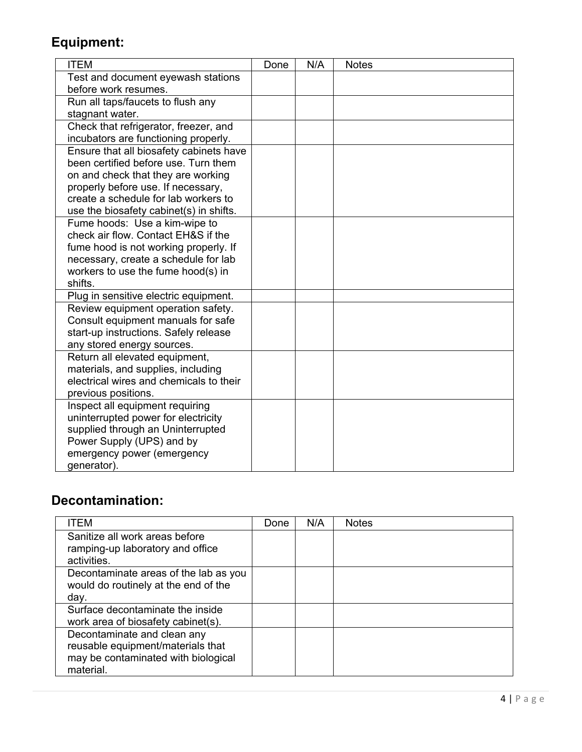## Equipment:

| ITEM | Done | N/A | Notes |
|---|---|---|---|
| Test and document eyewash stations before work resumes. | | | |
| Run all taps/faucets to flush any stagnant water. | | | |
| Check that refrigerator, freezer, and incubators are functioning properly. | | | |
| Ensure that all biosafety cabinets have been certified before use. Turn them on and check that they are working properly before use. If necessary, create a schedule for lab workers to use the biosafety cabinet(s) in shifts. | | | |
| Fume hoods: Use a kim-wipe to check air flow. Contact EH&S if the fume hood is not working properly. If necessary, create a schedule for lab workers to use the fume hood(s) in shifts. | | | |
| Plug in sensitive electric equipment. | | | |
| Review equipment operation safety. Consult equipment manuals for safe start-up instructions. Safely release any stored energy sources. | | | |
| Return all elevated equipment, materials, and supplies, including electrical wires and chemicals to their previous positions. | | | |
| Inspect all equipment requiring uninterrupted power for electricity supplied through an Uninterrupted Power Supply (UPS) and by emergency power (emergency generator). | | | |

## Decontamination:

| ITEM | Done | N/A | Notes |
|---|---|---|---|
| Sanitize all work areas before ramping-up laboratory and office activities. | | | |
| Decontaminate areas of the lab as you would do routinely at the end of the day. | | | |
| Surface decontaminate the inside work area of biosafety cabinet(s). | | | |
| Decontaminate and clean any reusable equipment/materials that may be contaminated with biological material. | | | |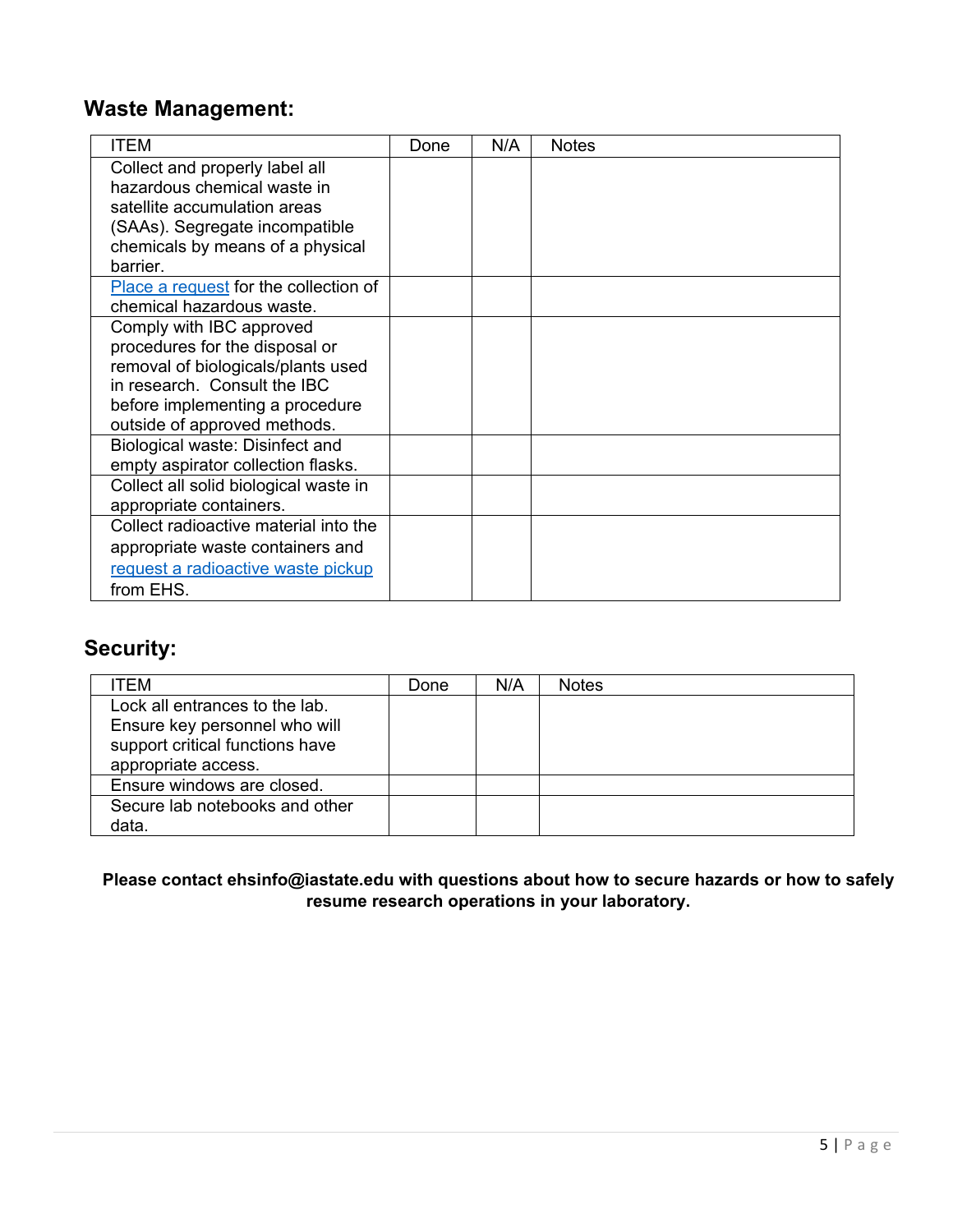## Waste Management:

| ITEM | Done | N/A | Notes |
| --- | --- | --- | --- |
| Collect and properly label all hazardous chemical waste in satellite accumulation areas (SAAs). Segregate incompatible chemicals by means of a physical barrier. | | | |
| Place a request for the collection of chemical hazardous waste. | | | |
| Comply with IBC approved procedures for the disposal or removal of biologicals/plants used in research. Consult the IBC before implementing a procedure outside of approved methods. | | | |
| Biological waste: Disinfect and empty aspirator collection flasks. | | | |
| Collect all solid biological waste in appropriate containers. | | | |
| Collect radioactive material into the appropriate waste containers and request a radioactive waste pickup from EHS. | | | |

## Security:

| ITEM | Done | N/A | Notes |
| --- | --- | --- | --- |
| Lock all entrances to the lab. Ensure key personnel who will support critical functions have appropriate access. | | | |
| Ensure windows are closed. | | | |
| Secure lab notebooks and other data. | | | |

**Please contact ehsinfo@iastate.edu with questions about how to secure hazards or how to safely resume research operations in your laboratory.**